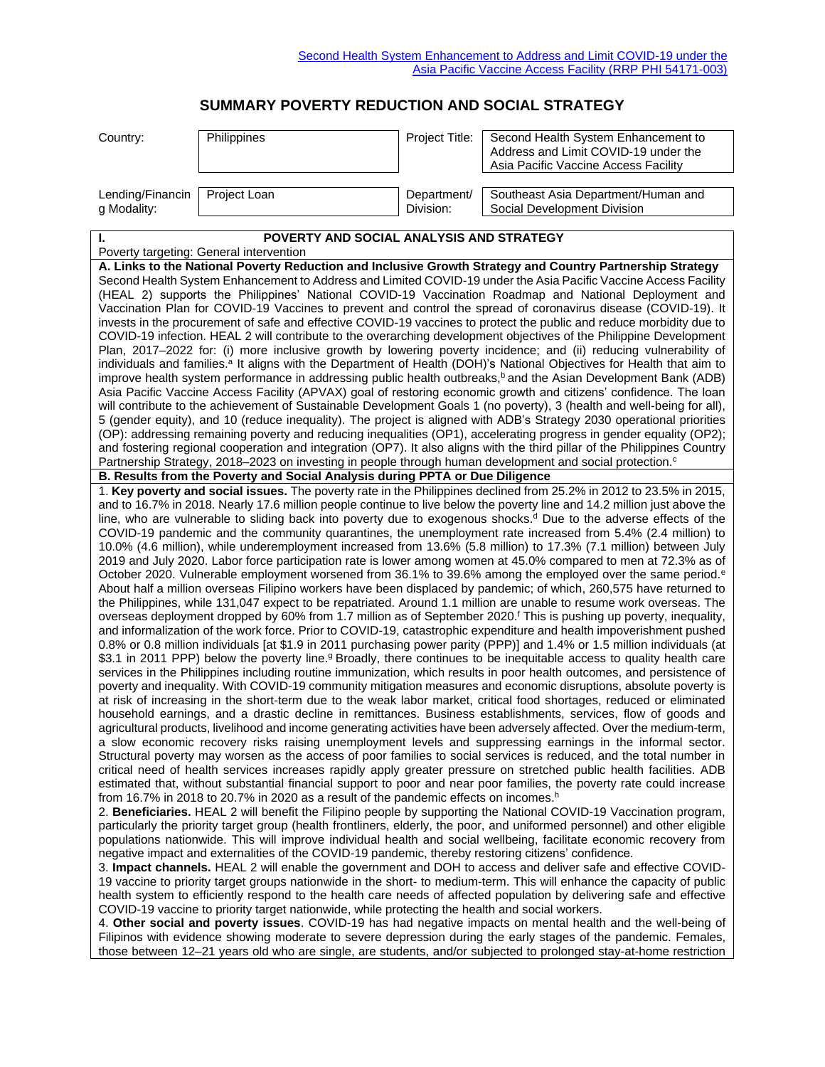[Second Health System Enhancement to Address and Limit COVID-19 under the Asia Pacific Vaccine Access Facility (RRP PHI 54171-003)]

# SUMMARY POVERTY REDUCTION AND SOCIAL STRATEGY

| Country: | Philippines | Project Title: | Second Health System Enhancement to Address and Limit COVID-19 under the Asia Pacific Vaccine Access Facility |
|---|---|---|---|
| Lending/Financing Modality: | Project Loan | Department/ Division: | Southeast Asia Department/Human and Social Development Division |

## I. POVERTY AND SOCIAL ANALYSIS AND STRATEGY

Poverty targeting: General intervention

**A. Links to the National Poverty Reduction and Inclusive Growth Strategy and Country Partnership Strategy**

Second Health System Enhancement to Address and Limited COVID-19 under the Asia Pacific Vaccine Access Facility (HEAL 2) supports the Philippines' National COVID-19 Vaccination Roadmap and National Deployment and Vaccination Plan for COVID-19 Vaccines to prevent and control the spread of coronavirus disease (COVID-19). It invests in the procurement of safe and effective COVID-19 vaccines to protect the public and reduce morbidity due to COVID-19 infection. HEAL 2 will contribute to the overarching development objectives of the Philippine Development Plan, 2017–2022 for: (i) more inclusive growth by lowering poverty incidence; and (ii) reducing vulnerability of individuals and families.[a] It aligns with the Department of Health (DOH)'s National Objectives for Health that aim to improve health system performance in addressing public health outbreaks,[b] and the Asian Development Bank (ADB) Asia Pacific Vaccine Access Facility (APVAX) goal of restoring economic growth and citizens' confidence. The loan will contribute to the achievement of Sustainable Development Goals 1 (no poverty), 3 (health and well-being for all), 5 (gender equity), and 10 (reduce inequality). The project is aligned with ADB's Strategy 2030 operational priorities (OP): addressing remaining poverty and reducing inequalities (OP1), accelerating progress in gender equality (OP2); and fostering regional cooperation and integration (OP7). It also aligns with the third pillar of the Philippines Country Partnership Strategy, 2018–2023 on investing in people through human development and social protection.[c]

**B. Results from the Poverty and Social Analysis during PPTA or Due Diligence**

1. **Key poverty and social issues.** The poverty rate in the Philippines declined from 25.2% in 2012 to 23.5% in 2015, and to 16.7% in 2018. Nearly 17.6 million people continue to live below the poverty line and 14.2 million just above the line, who are vulnerable to sliding back into poverty due to exogenous shocks.[d] Due to the adverse effects of the COVID-19 pandemic and the community quarantines, the unemployment rate increased from 5.4% (2.4 million) to 10.0% (4.6 million), while underemployment increased from 13.6% (5.8 million) to 17.3% (7.1 million) between July 2019 and July 2020. Labor force participation rate is lower among women at 45.0% compared to men at 72.3% as of October 2020. Vulnerable employment worsened from 36.1% to 39.6% among the employed over the same period.[e] About half a million overseas Filipino workers have been displaced by pandemic; of which, 260,575 have returned to the Philippines, while 131,047 expect to be repatriated. Around 1.1 million are unable to resume work overseas. The overseas deployment dropped by 60% from 1.7 million as of September 2020.[f] This is pushing up poverty, inequality, and informalization of the work force. Prior to COVID-19, catastrophic expenditure and health impoverishment pushed 0.8% or 0.8 million individuals [at $1.9 in 2011 purchasing power parity (PPP)] and 1.4% or 1.5 million individuals (at $3.1 in 2011 PPP) below the poverty line.[g] Broadly, there continues to be inequitable access to quality health care services in the Philippines including routine immunization, which results in poor health outcomes, and persistence of poverty and inequality. With COVID-19 community mitigation measures and economic disruptions, absolute poverty is at risk of increasing in the short-term due to the weak labor market, critical food shortages, reduced or eliminated household earnings, and a drastic decline in remittances. Business establishments, services, flow of goods and agricultural products, livelihood and income generating activities have been adversely affected. Over the medium-term, a slow economic recovery risks raising unemployment levels and suppressing earnings in the informal sector. Structural poverty may worsen as the access of poor families to social services is reduced, and the total number in critical need of health services increases rapidly apply greater pressure on stretched public health facilities. ADB estimated that, without substantial financial support to poor and near poor families, the poverty rate could increase from 16.7% in 2018 to 20.7% in 2020 as a result of the pandemic effects on incomes.[h]

2. **Beneficiaries.** HEAL 2 will benefit the Filipino people by supporting the National COVID-19 Vaccination program, particularly the priority target group (health frontliners, elderly, the poor, and uniformed personnel) and other eligible populations nationwide. This will improve individual health and social wellbeing, facilitate economic recovery from negative impact and externalities of the COVID-19 pandemic, thereby restoring citizens' confidence.

3. **Impact channels.** HEAL 2 will enable the government and DOH to access and deliver safe and effective COVID-19 vaccine to priority target groups nationwide in the short- to medium-term. This will enhance the capacity of public health system to efficiently respond to the health care needs of affected population by delivering safe and effective COVID-19 vaccine to priority target nationwide, while protecting the health and social workers.

4. **Other social and poverty issues**. COVID-19 has had negative impacts on mental health and the well-being of Filipinos with evidence showing moderate to severe depression during the early stages of the pandemic. Females, those between 12–21 years old who are single, are students, and/or subjected to prolonged stay-at-home restriction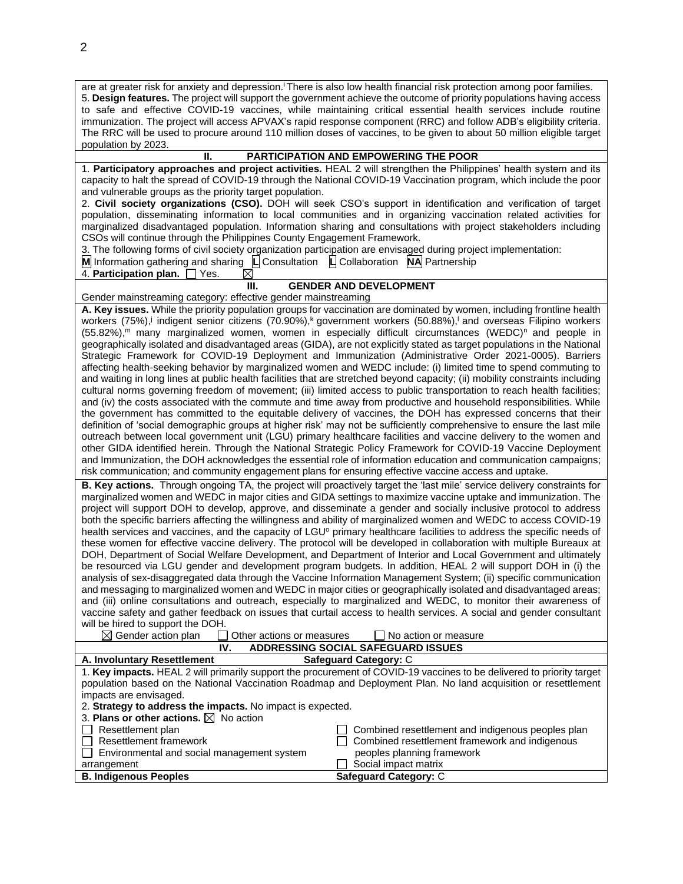are at greater risk for anxiety and depression.[i] There is also low health financial risk protection among poor families.

5. **Design features.** The project will support the government achieve the outcome of priority populations having access to safe and effective COVID-19 vaccines, while maintaining critical essential health services include routine immunization. The project will access APVAX's rapid response component (RRC) and follow ADB's eligibility criteria. The RRC will be used to procure around 110 million doses of vaccines, to be given to about 50 million eligible target population by 2023.

## II. PARTICIPATION AND EMPOWERING THE POOR

1. **Participatory approaches and project activities.** HEAL 2 will strengthen the Philippines' health system and its capacity to halt the spread of COVID-19 through the National COVID-19 Vaccination program, which include the poor and vulnerable groups as the priority target population.

2. **Civil society organizations (CSO).** DOH will seek CSO's support in identification and verification of target population, disseminating information to local communities and in organizing vaccination related activities for marginalized disadvantaged population. Information sharing and consultations with project stakeholders including CSOs will continue through the Philippines County Engagement Framework.

3. The following forms of civil society organization participation are envisaged during project implementation:

**M** Information gathering and sharing **L** Consultation **L** Collaboration **NA** Partnership

4. **Participation plan.** ☐ Yes. ☒

## III. GENDER AND DEVELOPMENT

Gender mainstreaming category: effective gender mainstreaming

**A. Key issues.** While the priority population groups for vaccination are dominated by women, including frontline health workers (75%),[j] indigent senior citizens (70.90%),[k] government workers (50.88%),[l] and overseas Filipino workers (55.82%),[m] many marginalized women, women in especially difficult circumstances (WEDC)[n] and people in geographically isolated and disadvantaged areas (GIDA), are not explicitly stated as target populations in the National Strategic Framework for COVID-19 Deployment and Immunization (Administrative Order 2021-0005). Barriers affecting health-seeking behavior by marginalized women and WEDC include: (i) limited time to spend commuting to and waiting in long lines at public health facilities that are stretched beyond capacity; (ii) mobility constraints including cultural norms governing freedom of movement; (iii) limited access to public transportation to reach health facilities; and (iv) the costs associated with the commute and time away from productive and household responsibilities. While the government has committed to the equitable delivery of vaccines, the DOH has expressed concerns that their definition of 'social demographic groups at higher risk' may not be sufficiently comprehensive to ensure the last mile outreach between local government unit (LGU) primary healthcare facilities and vaccine delivery to the women and other GIDA identified herein. Through the National Strategic Policy Framework for COVID-19 Vaccine Deployment and Immunization, the DOH acknowledges the essential role of information education and communication campaigns; risk communication; and community engagement plans for ensuring effective vaccine access and uptake.

**B. Key actions.** Through ongoing TA, the project will proactively target the 'last mile' service delivery constraints for marginalized women and WEDC in major cities and GIDA settings to maximize vaccine uptake and immunization. The project will support DOH to develop, approve, and disseminate a gender and socially inclusive protocol to address both the specific barriers affecting the willingness and ability of marginalized women and WEDC to access COVID-19 health services and vaccines, and the capacity of LGU[o] primary healthcare facilities to address the specific needs of these women for effective vaccine delivery. The protocol will be developed in collaboration with multiple Bureaus at DOH, Department of Social Welfare Development, and Department of Interior and Local Government and ultimately be resourced via LGU gender and development program budgets. In addition, HEAL 2 will support DOH in (i) the analysis of sex-disaggregated data through the Vaccine Information Management System; (ii) specific communication and messaging to marginalized women and WEDC in major cities or geographically isolated and disadvantaged areas; and (iii) online consultations and outreach, especially to marginalized and WEDC, to monitor their awareness of vaccine safety and gather feedback on issues that curtail access to health services. A social and gender consultant will be hired to support the DOH.

☒ Gender action plan ☐ Other actions or measures ☐ No action or measure

## IV. ADDRESSING SOCIAL SAFEGUARD ISSUES

**A. Involuntary Resettlement** **Safeguard Category:** C

1. **Key impacts.** HEAL 2 will primarily support the procurement of COVID-19 vaccines to be delivered to priority target population based on the National Vaccination Roadmap and Deployment Plan. No land acquisition or resettlement impacts are envisaged.

2. **Strategy to address the impacts.** No impact is expected.

3. **Plans or other actions.** ☒ No action

☐ Resettlement plan
☐ Resettlement framework
☐ Environmental and social management system arrangement
☐ Combined resettlement and indigenous peoples plan
☐ Combined resettlement framework and indigenous peoples planning framework
☐ Social impact matrix

**B. Indigenous Peoples** **Safeguard Category:** C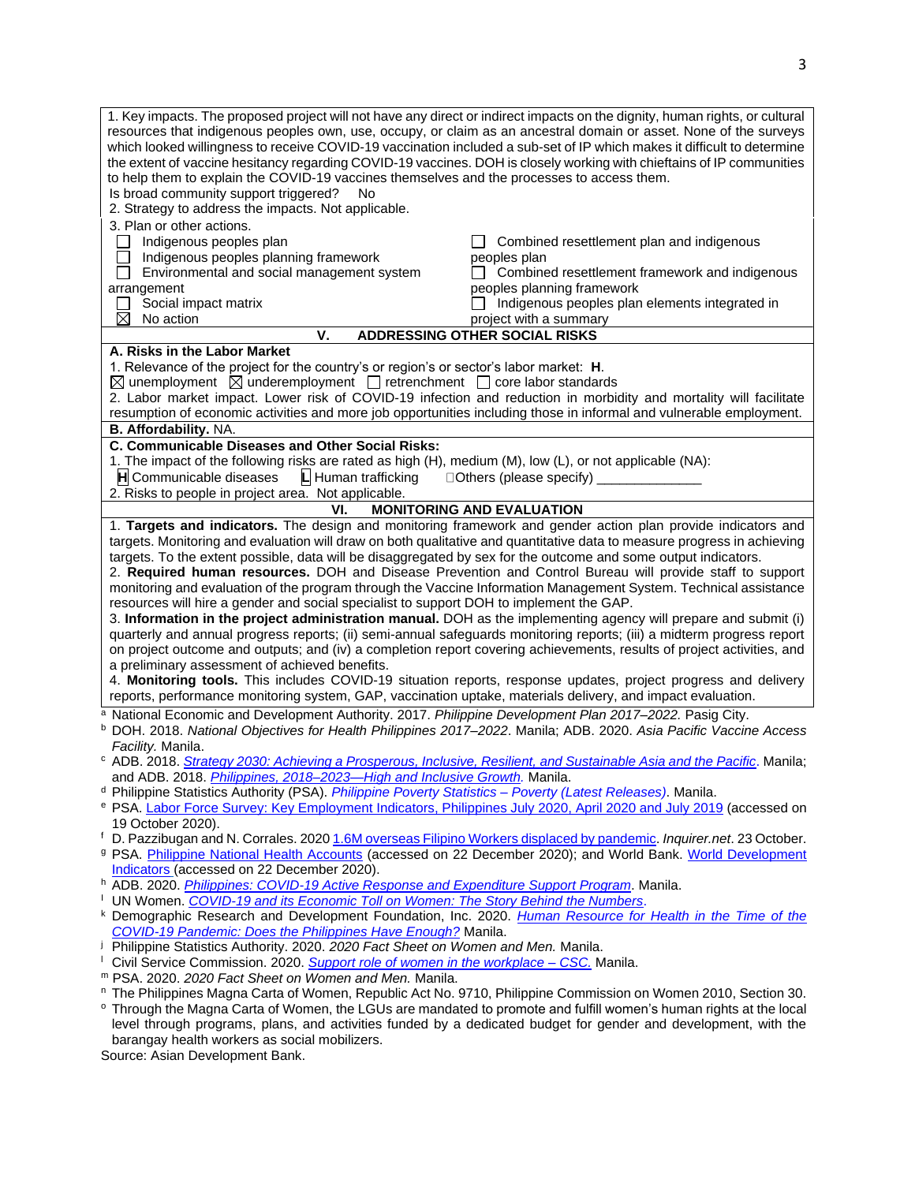1. Key impacts. The proposed project will not have any direct or indirect impacts on the dignity, human rights, or cultural resources that indigenous peoples own, use, occupy, or claim as an ancestral domain or asset. None of the surveys which looked willingness to receive COVID-19 vaccination included a sub-set of IP which makes it difficult to determine the extent of vaccine hesitancy regarding COVID-19 vaccines. DOH is closely working with chieftains of IP communities to help them to explain the COVID-19 vaccines themselves and the processes to access them.

Is broad community support triggered? No

2. Strategy to address the impacts. Not applicable.

3. Plan or other actions.

- ☐ Indigenous peoples plan
- ☐ Indigenous peoples planning framework
- ☐ Environmental and social management system arrangement
- ☐ Social impact matrix
- ☒ No action
- ☐ Combined resettlement plan and indigenous peoples plan
- ☐ Combined resettlement framework and indigenous peoples planning framework
- ☐ Indigenous peoples plan elements integrated in project with a summary

## V. ADDRESSING OTHER SOCIAL RISKS

**A. Risks in the Labor Market**

1. Relevance of the project for the country's or region's or sector's labor market: **H**.

☒ unemployment ☒ underemployment ☐ retrenchment ☐ core labor standards

2. Labor market impact. Lower risk of COVID-19 infection and reduction in morbidity and mortality will facilitate resumption of economic activities and more job opportunities including those in informal and vulnerable employment.

**B. Affordability.** NA.

**C. Communicable Diseases and Other Social Risks:**

1. The impact of the following risks are rated as high (H), medium (M), low (L), or not applicable (NA):

H Communicable diseases L Human trafficking ☐Others (please specify) ______________

2. Risks to people in project area. Not applicable.

## VI. MONITORING AND EVALUATION

1. **Targets and indicators.** The design and monitoring framework and gender action plan provide indicators and targets. Monitoring and evaluation will draw on both qualitative and quantitative data to measure progress in achieving targets. To the extent possible, data will be disaggregated by sex for the outcome and some output indicators.

2. **Required human resources.** DOH and Disease Prevention and Control Bureau will provide staff to support monitoring and evaluation of the program through the Vaccine Information Management System. Technical assistance resources will hire a gender and social specialist to support DOH to implement the GAP.

3. **Information in the project administration manual.** DOH as the implementing agency will prepare and submit (i) quarterly and annual progress reports; (ii) semi-annual safeguards monitoring reports; (iii) a midterm progress report on project outcome and outputs; and (iv) a completion report covering achievements, results of project activities, and a preliminary assessment of achieved benefits.

4. **Monitoring tools.** This includes COVID-19 situation reports, response updates, project progress and delivery reports, performance monitoring system, GAP, vaccination uptake, materials delivery, and impact evaluation.

[a] National Economic and Development Authority. 2017. *Philippine Development Plan 2017–2022.* Pasig City.

[b] DOH. 2018. *National Objectives for Health Philippines 2017–2022*. Manila; ADB. 2020. *Asia Pacific Vaccine Access Facility.* Manila.

[c] ADB. 2018. *Strategy 2030: Achieving a Prosperous, Inclusive, Resilient, and Sustainable Asia and the Pacific*. Manila; and ADB. 2018. *Philippines, 2018–2023—High and Inclusive Growth.* Manila.

[d] Philippine Statistics Authority (PSA). *Philippine Poverty Statistics – Poverty (Latest Releases)*. Manila.

[e] PSA. Labor Force Survey: Key Employment Indicators, Philippines July 2020, April 2020 and July 2019 (accessed on 19 October 2020).

[f] D. Pazzibugan and N. Corrales. 2020 1.6M overseas Filipino Workers displaced by pandemic. *Inquirer.net*. 23 October.

[g] PSA. Philippine National Health Accounts (accessed on 22 December 2020); and World Bank. World Development Indicators (accessed on 22 December 2020).

[h] ADB. 2020. *Philippines: COVID-19 Active Response and Expenditure Support Program*. Manila.

[i] UN Women. *COVID-19 and its Economic Toll on Women: The Story Behind the Numbers*.

[k] Demographic Research and Development Foundation, Inc. 2020. *Human Resource for Health in the Time of the COVID-19 Pandemic: Does the Philippines Have Enough?* Manila.

[j] Philippine Statistics Authority. 2020. *2020 Fact Sheet on Women and Men.* Manila.

[l] Civil Service Commission. 2020. *Support role of women in the workplace – CSC.* Manila.

[m] PSA. 2020. *2020 Fact Sheet on Women and Men.* Manila.

[n] The Philippines Magna Carta of Women, Republic Act No. 9710, Philippine Commission on Women 2010, Section 30.

[o] Through the Magna Carta of Women, the LGUs are mandated to promote and fulfill women's human rights at the local level through programs, plans, and activities funded by a dedicated budget for gender and development, with the barangay health workers as social mobilizers.

Source: Asian Development Bank.